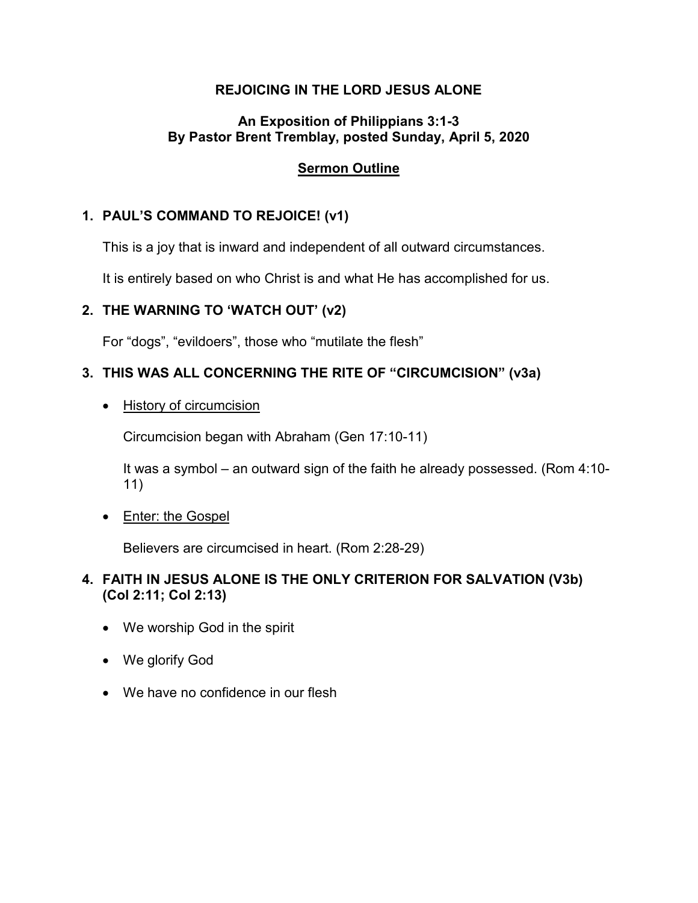# REJOICING IN THE LORD JESUS ALONE

## An Exposition of Philippians 3:1-3
## By Pastor Brent Tremblay, posted Sunday, April 5, 2020

### <u>Sermon Outline</u>

### 1. PAUL'S COMMAND TO REJOICE! (v1)

This is a joy that is inward and independent of all outward circumstances.

It is entirely based on who Christ is and what He has accomplished for us.

### 2. THE WARNING TO 'WATCH OUT' (v2)

For "dogs", "evildoers", those who "mutilate the flesh"

### 3. THIS WAS ALL CONCERNING THE RITE OF "CIRCUMCISION" (v3a)

- <u>History of circumcision</u>

  Circumcision began with Abraham (Gen 17:10-11)

  It was a symbol – an outward sign of the faith he already possessed. (Rom 4:10-11)

- <u>Enter: the Gospel</u>

  Believers are circumcised in heart. (Rom 2:28-29)

### 4. FAITH IN JESUS ALONE IS THE ONLY CRITERION FOR SALVATION (V3b) (Col 2:11; Col 2:13)

- We worship God in the spirit
- We glorify God
- We have no confidence in our flesh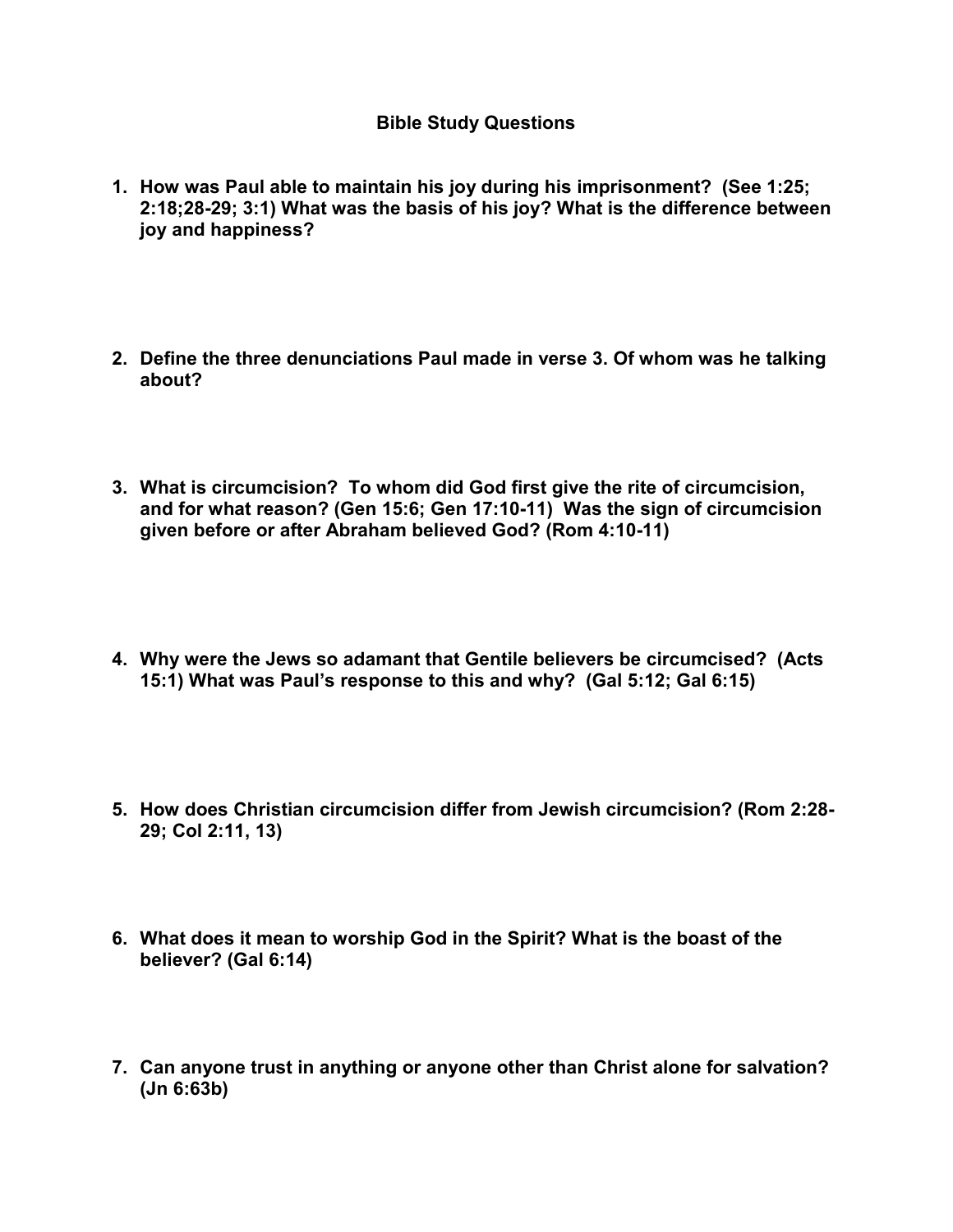# Bible Study Questions

1. **How was Paul able to maintain his joy during his imprisonment? (See 1:25; 2:18;28-29; 3:1) What was the basis of his joy? What is the difference between joy and happiness?**

2. **Define the three denunciations Paul made in verse 3. Of whom was he talking about?**

3. **What is circumcision? To whom did God first give the rite of circumcision, and for what reason? (Gen 15:6; Gen 17:10-11) Was the sign of circumcision given before or after Abraham believed God? (Rom 4:10-11)**

4. **Why were the Jews so adamant that Gentile believers be circumcised? (Acts 15:1) What was Paul's response to this and why? (Gal 5:12; Gal 6:15)**

5. **How does Christian circumcision differ from Jewish circumcision? (Rom 2:28-29; Col 2:11, 13)**

6. **What does it mean to worship God in the Spirit? What is the boast of the believer? (Gal 6:14)**

7. **Can anyone trust in anything or anyone other than Christ alone for salvation? (Jn 6:63b)**